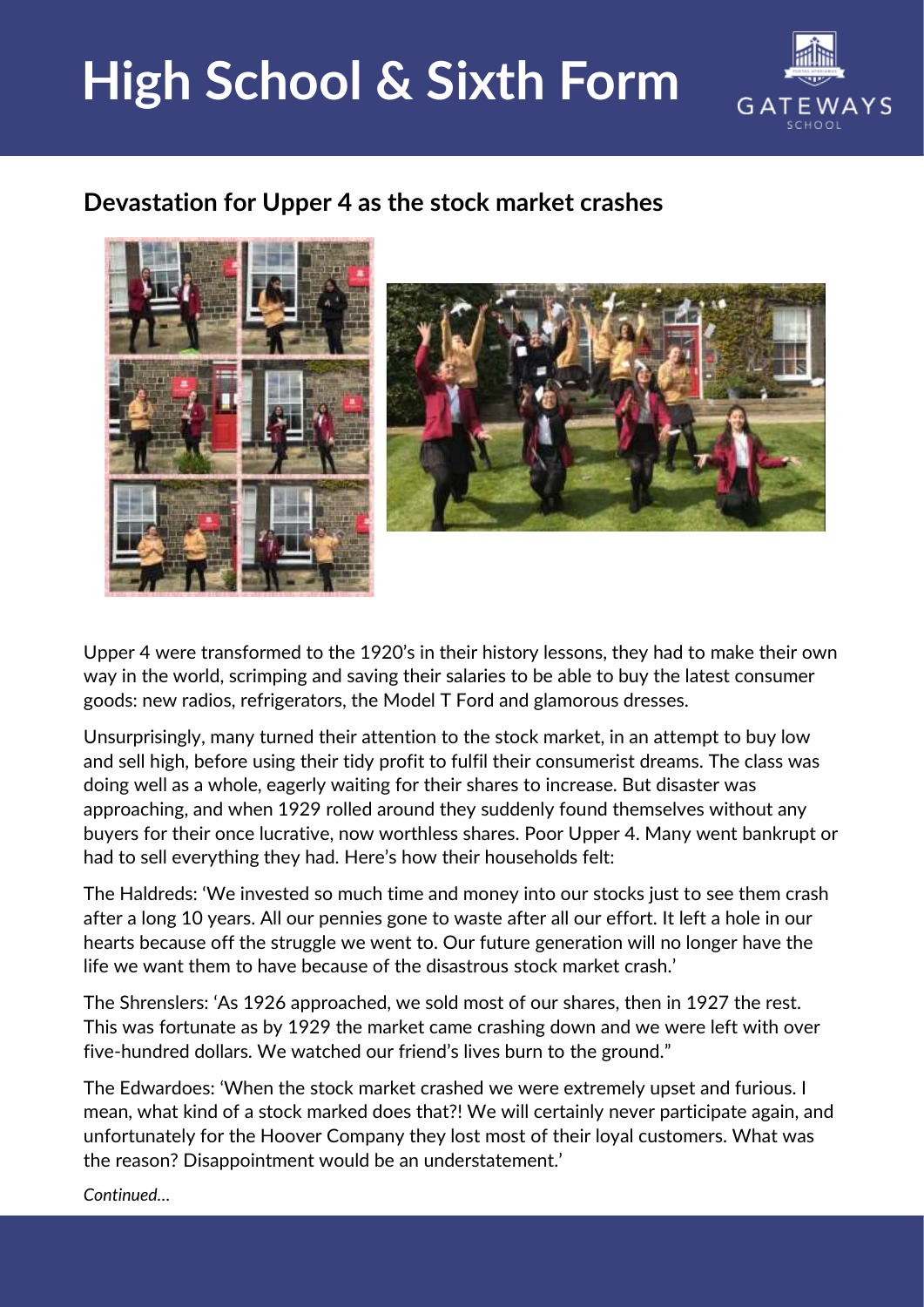# High School & Sixth Form

## Devastation for Upper 4 as the stock market crashes

Upper 4 were transformed to the 1920's in their history lessons, they had to make their own way in the world, scrimping and saving their salaries to be able to buy the latest consumer goods: new radios, refrigerators, the Model T Ford and glamorous dresses.

Unsurprisingly, many turned their attention to the stock market, in an attempt to buy low and sell high, before using their tidy profit to fulfil their consumerist dreams. The class was doing well as a whole, eagerly waiting for their shares to increase. But disaster was approaching, and when 1929 rolled around they suddenly found themselves without any buyers for their once lucrative, now worthless shares. Poor Upper 4. Many went bankrupt or had to sell everything they had. Here's how their households felt:

The Haldreds: 'We invested so much time and money into our stocks just to see them crash after a long 10 years. All our pennies gone to waste after all our effort. It left a hole in our hearts because off the struggle we went to. Our future generation will no longer have the life we want them to have because of the disastrous stock market crash.'

The Shrenslers: 'As 1926 approached, we sold most of our shares, then in 1927 the rest. This was fortunate as by 1929 the market came crashing down and we were left with over five-hundred dollars. We watched our friend's lives burn to the ground."

The Edwardoes: 'When the stock market crashed we were extremely upset and furious. I mean, what kind of a stock marked does that?! We will certainly never participate again, and unfortunately for the Hoover Company they lost most of their loyal customers. What was the reason? Disappointment would be an understatement.'

*Continued…*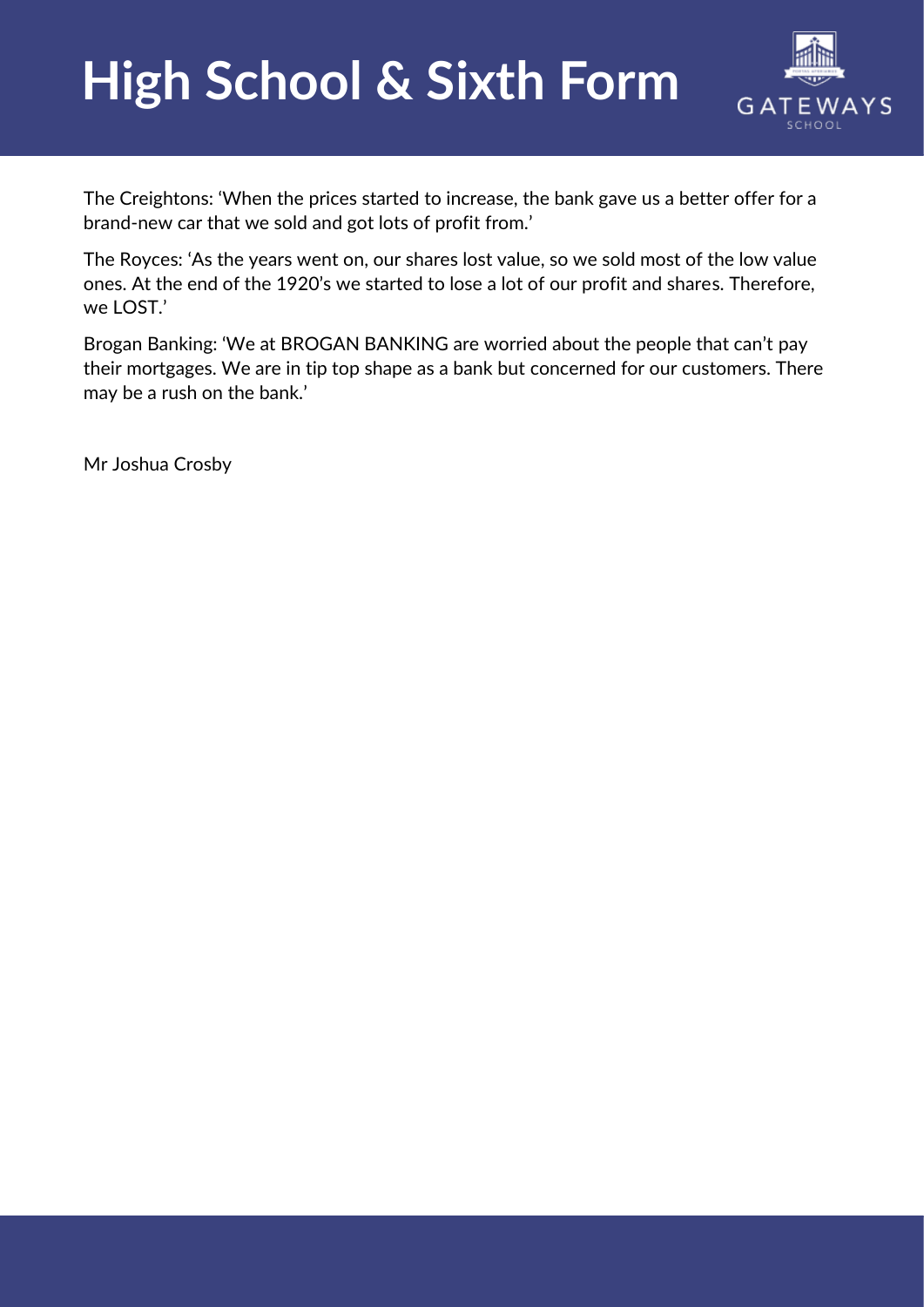The Creightons: 'When the prices started to increase, the bank gave us a better offer for a brand-new car that we sold and got lots of profit from.'

The Royces: 'As the years went on, our shares lost value, so we sold most of the low value ones. At the end of the 1920's we started to lose a lot of our profit and shares. Therefore, we LOST.'

Brogan Banking: 'We at BROGAN BANKING are worried about the people that can't pay their mortgages. We are in tip top shape as a bank but concerned for our customers. There may be a rush on the bank.'

Mr Joshua Crosby